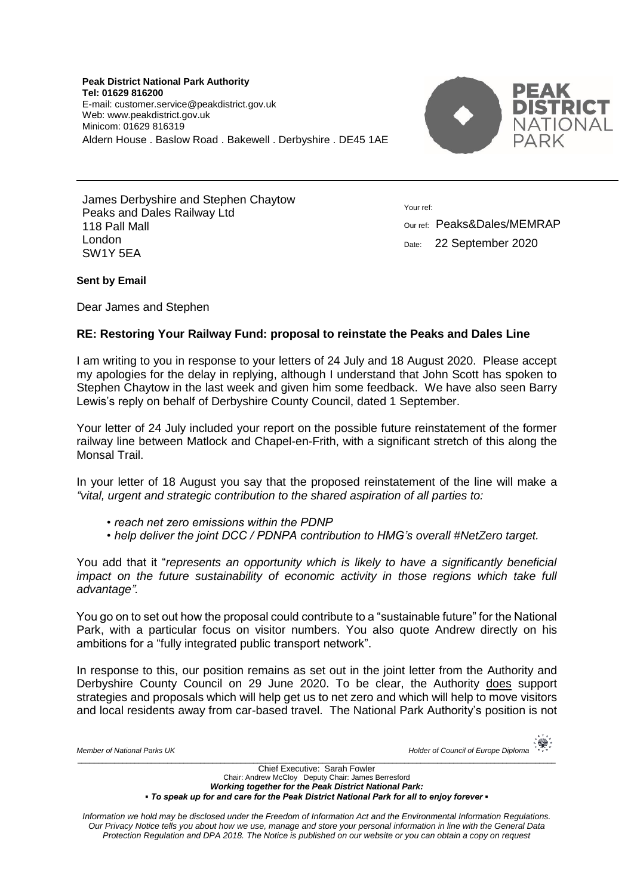**Peak District National Park Authority**
**Tel: 01629 816200**
E-mail: customer.service@peakdistrict.gov.uk
Web: www.peakdistrict.gov.uk
Minicom: 01629 816319
Aldern House . Baslow Road . Bakewell . Derbyshire . DE45 1AE

PEAK DISTRICT NATIONAL PARK

James Derbyshire and Stephen Chaytow
Peaks and Dales Railway Ltd
118 Pall Mall
London
SW1Y 5EA

Your ref:
Our ref: Peaks&Dales/MEMRAP
Date: 22 September 2020

**Sent by Email**

Dear James and Stephen

**RE: Restoring Your Railway Fund: proposal to reinstate the Peaks and Dales Line**

I am writing to you in response to your letters of 24 July and 18 August 2020. Please accept my apologies for the delay in replying, although I understand that John Scott has spoken to Stephen Chaytow in the last week and given him some feedback. We have also seen Barry Lewis's reply on behalf of Derbyshire County Council, dated 1 September.

Your letter of 24 July included your report on the possible future reinstatement of the former railway line between Matlock and Chapel-en-Frith, with a significant stretch of this along the Monsal Trail.

In your letter of 18 August you say that the proposed reinstatement of the line will make a *"vital, urgent and strategic contribution to the shared aspiration of all parties to:*

- *reach net zero emissions within the PDNP*
- *help deliver the joint DCC / PDNPA contribution to HMG's overall #NetZero target.*

You add that it "*represents an opportunity which is likely to have a significantly beneficial impact on the future sustainability of economic activity in those regions which take full advantage".*

You go on to set out how the proposal could contribute to a "sustainable future" for the National Park, with a particular focus on visitor numbers. You also quote Andrew directly on his ambitions for a "fully integrated public transport network".

In response to this, our position remains as set out in the joint letter from the Authority and Derbyshire County Council on 29 June 2020. To be clear, the Authority does support strategies and proposals which will help get us to net zero and which will help to move visitors and local residents away from car-based travel. The National Park Authority's position is not

*Member of National Parks UK* *Holder of Council of Europe Diploma*

Chief Executive: Sarah Fowler
Chair: Andrew McCloy Deputy Chair: James Berresford
***Working together for the Peak District National Park:***
***▪ To speak up for and care for the Peak District National Park for all to enjoy forever ▪***

*Information we hold may be disclosed under the Freedom of Information Act and the Environmental Information Regulations. Our Privacy Notice tells you about how we use, manage and store your personal information in line with the General Data Protection Regulation and DPA 2018. The Notice is published on our website or you can obtain a copy on request*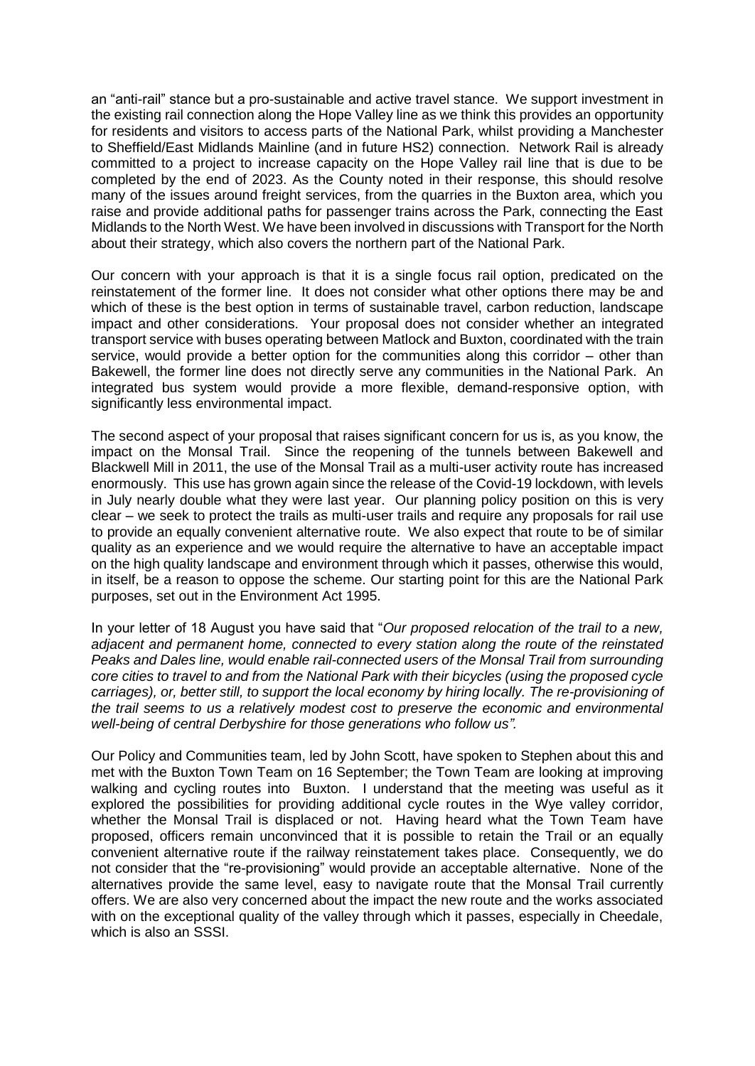an "anti-rail" stance but a pro-sustainable and active travel stance. We support investment in the existing rail connection along the Hope Valley line as we think this provides an opportunity for residents and visitors to access parts of the National Park, whilst providing a Manchester to Sheffield/East Midlands Mainline (and in future HS2) connection. Network Rail is already committed to a project to increase capacity on the Hope Valley rail line that is due to be completed by the end of 2023. As the County noted in their response, this should resolve many of the issues around freight services, from the quarries in the Buxton area, which you raise and provide additional paths for passenger trains across the Park, connecting the East Midlands to the North West. We have been involved in discussions with Transport for the North about their strategy, which also covers the northern part of the National Park.

Our concern with your approach is that it is a single focus rail option, predicated on the reinstatement of the former line. It does not consider what other options there may be and which of these is the best option in terms of sustainable travel, carbon reduction, landscape impact and other considerations. Your proposal does not consider whether an integrated transport service with buses operating between Matlock and Buxton, coordinated with the train service, would provide a better option for the communities along this corridor – other than Bakewell, the former line does not directly serve any communities in the National Park. An integrated bus system would provide a more flexible, demand-responsive option, with significantly less environmental impact.

The second aspect of your proposal that raises significant concern for us is, as you know, the impact on the Monsal Trail. Since the reopening of the tunnels between Bakewell and Blackwell Mill in 2011, the use of the Monsal Trail as a multi-user activity route has increased enormously. This use has grown again since the release of the Covid-19 lockdown, with levels in July nearly double what they were last year. Our planning policy position on this is very clear – we seek to protect the trails as multi-user trails and require any proposals for rail use to provide an equally convenient alternative route. We also expect that route to be of similar quality as an experience and we would require the alternative to have an acceptable impact on the high quality landscape and environment through which it passes, otherwise this would, in itself, be a reason to oppose the scheme. Our starting point for this are the National Park purposes, set out in the Environment Act 1995.

In your letter of 18 August you have said that "*Our proposed relocation of the trail to a new, adjacent and permanent home, connected to every station along the route of the reinstated Peaks and Dales line, would enable rail-connected users of the Monsal Trail from surrounding core cities to travel to and from the National Park with their bicycles (using the proposed cycle carriages), or, better still, to support the local economy by hiring locally. The re-provisioning of the trail seems to us a relatively modest cost to preserve the economic and environmental well-being of central Derbyshire for those generations who follow us*".

Our Policy and Communities team, led by John Scott, have spoken to Stephen about this and met with the Buxton Town Team on 16 September; the Town Team are looking at improving walking and cycling routes into Buxton. I understand that the meeting was useful as it explored the possibilities for providing additional cycle routes in the Wye valley corridor, whether the Monsal Trail is displaced or not. Having heard what the Town Team have proposed, officers remain unconvinced that it is possible to retain the Trail or an equally convenient alternative route if the railway reinstatement takes place. Consequently, we do not consider that the "re-provisioning" would provide an acceptable alternative. None of the alternatives provide the same level, easy to navigate route that the Monsal Trail currently offers. We are also very concerned about the impact the new route and the works associated with on the exceptional quality of the valley through which it passes, especially in Cheedale, which is also an SSSI.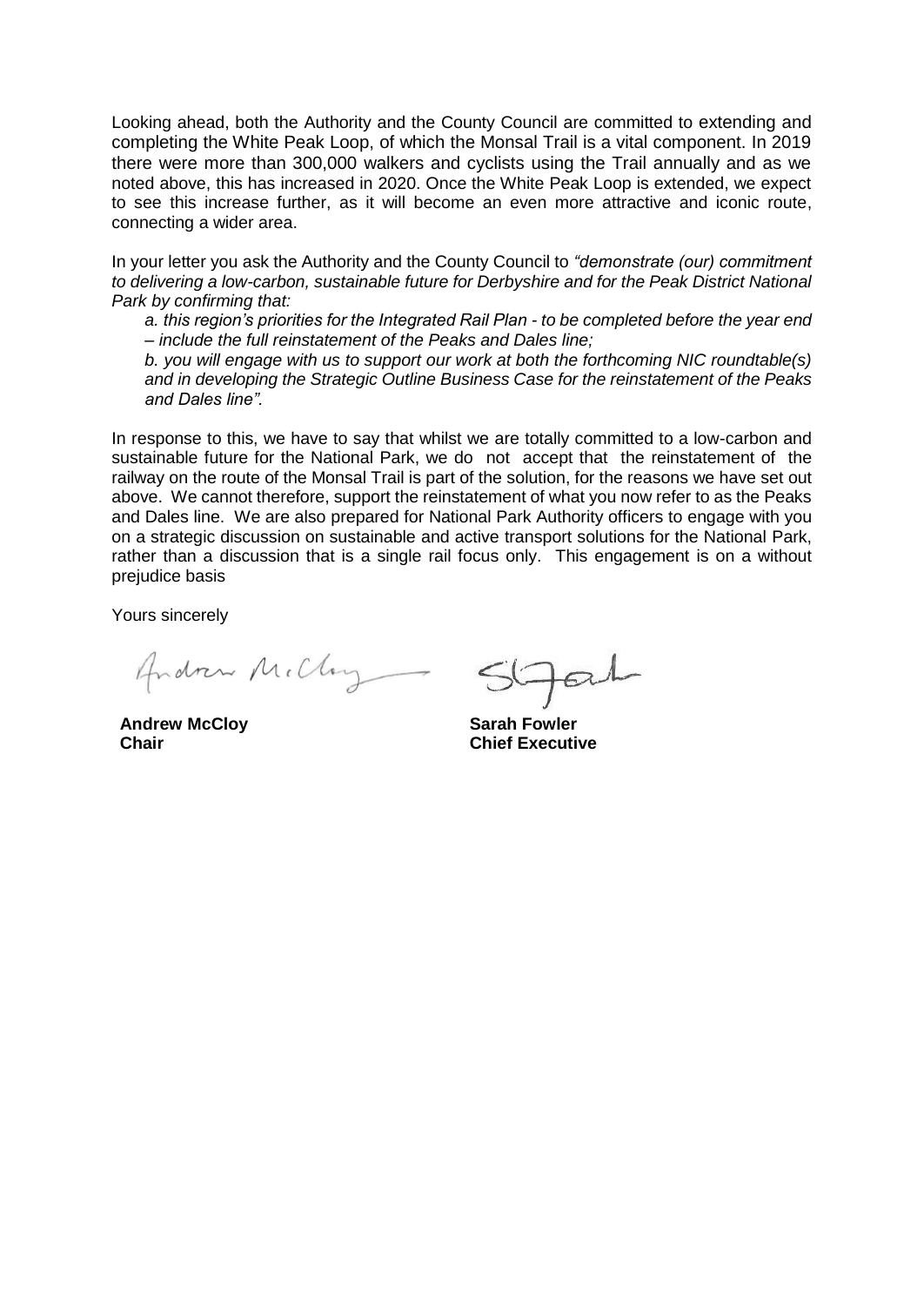Looking ahead, both the Authority and the County Council are committed to extending and completing the White Peak Loop, of which the Monsal Trail is a vital component. In 2019 there were more than 300,000 walkers and cyclists using the Trail annually and as we noted above, this has increased in 2020. Once the White Peak Loop is extended, we expect to see this increase further, as it will become an even more attractive and iconic route, connecting a wider area.

In your letter you ask the Authority and the County Council to *"demonstrate (our) commitment to delivering a low-carbon, sustainable future for Derbyshire and for the Peak District National Park by confirming that:*

> *a. this region's priorities for the Integrated Rail Plan - to be completed before the year end – include the full reinstatement of the Peaks and Dales line;*
>
> *b. you will engage with us to support our work at both the forthcoming NIC roundtable(s) and in developing the Strategic Outline Business Case for the reinstatement of the Peaks and Dales line".*

In response to this, we have to say that whilst we are totally committed to a low-carbon and sustainable future for the National Park, we do not accept that the reinstatement of the railway on the route of the Monsal Trail is part of the solution, for the reasons we have set out above. We cannot therefore, support the reinstatement of what you now refer to as the Peaks and Dales line. We are also prepared for National Park Authority officers to engage with you on a strategic discussion on sustainable and active transport solutions for the National Park, rather than a discussion that is a single rail focus only. This engagement is on a without prejudice basis

Yours sincerely

| | |
|---|---|
| **Andrew McCloy** | **Sarah Fowler** |
| **Chair** | **Chief Executive** |